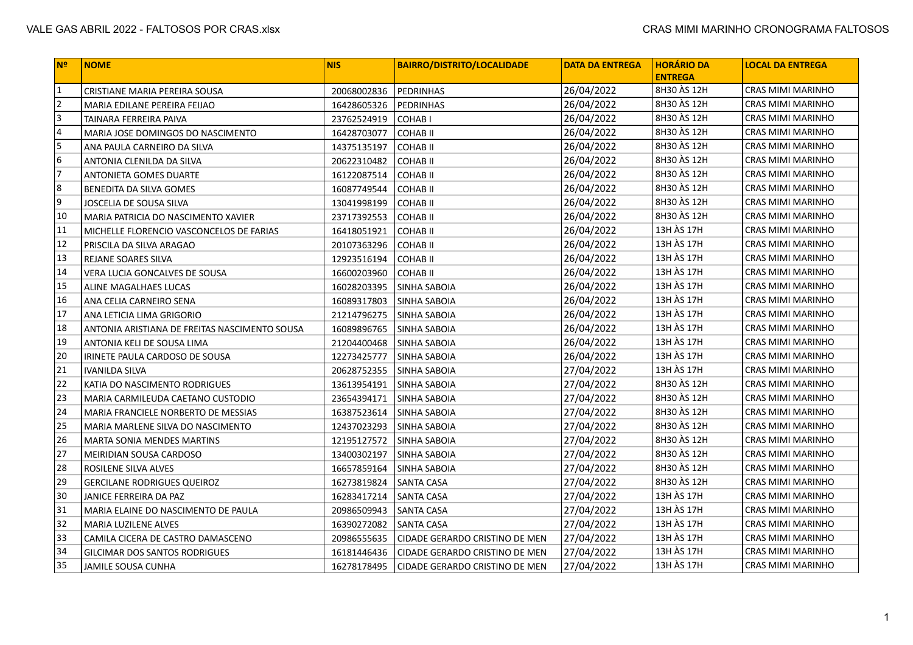| Nº | NOME | NIS | BAIRRO/DISTRITO/LOCALIDADE | DATA DA ENTREGA | HORÁRIO DA ENTREGA | LOCAL DA ENTREGA |
|---|---|---|---|---|---|---|
| 1 | CRISTIANE MARIA PEREIRA SOUSA | 20068002836 | PEDRINHAS | 26/04/2022 | 8H30 ÀS 12H | CRAS MIMI MARINHO |
| 2 | MARIA EDILANE PEREIRA FEIJAO | 16428605326 | PEDRINHAS | 26/04/2022 | 8H30 ÀS 12H | CRAS MIMI MARINHO |
| 3 | TAINARA FERREIRA PAIVA | 23762524919 | COHAB I | 26/04/2022 | 8H30 ÀS 12H | CRAS MIMI MARINHO |
| 4 | MARIA JOSE DOMINGOS DO NASCIMENTO | 16428703077 | COHAB II | 26/04/2022 | 8H30 ÀS 12H | CRAS MIMI MARINHO |
| 5 | ANA PAULA CARNEIRO DA SILVA | 14375135197 | COHAB II | 26/04/2022 | 8H30 ÀS 12H | CRAS MIMI MARINHO |
| 6 | ANTONIA CLENILDA DA SILVA | 20622310482 | COHAB II | 26/04/2022 | 8H30 ÀS 12H | CRAS MIMI MARINHO |
| 7 | ANTONIETA GOMES DUARTE | 16122087514 | COHAB II | 26/04/2022 | 8H30 ÀS 12H | CRAS MIMI MARINHO |
| 8 | BENEDITA DA SILVA GOMES | 16087749544 | COHAB II | 26/04/2022 | 8H30 ÀS 12H | CRAS MIMI MARINHO |
| 9 | JOSCELIA DE SOUSA SILVA | 13041998199 | COHAB II | 26/04/2022 | 8H30 ÀS 12H | CRAS MIMI MARINHO |
| 10 | MARIA PATRICIA DO NASCIMENTO XAVIER | 23717392553 | COHAB II | 26/04/2022 | 8H30 ÀS 12H | CRAS MIMI MARINHO |
| 11 | MICHELLE FLORENCIO VASCONCELOS DE FARIAS | 16418051921 | COHAB II | 26/04/2022 | 13H ÀS 17H | CRAS MIMI MARINHO |
| 12 | PRISCILA DA SILVA ARAGAO | 20107363296 | COHAB II | 26/04/2022 | 13H ÀS 17H | CRAS MIMI MARINHO |
| 13 | REJANE SOARES SILVA | 12923516194 | COHAB II | 26/04/2022 | 13H ÀS 17H | CRAS MIMI MARINHO |
| 14 | VERA LUCIA GONCALVES DE SOUSA | 16600203960 | COHAB II | 26/04/2022 | 13H ÀS 17H | CRAS MIMI MARINHO |
| 15 | ALINE MAGALHAES LUCAS | 16028203395 | SINHA SABOIA | 26/04/2022 | 13H ÀS 17H | CRAS MIMI MARINHO |
| 16 | ANA CELIA CARNEIRO SENA | 16089317803 | SINHA SABOIA | 26/04/2022 | 13H ÀS 17H | CRAS MIMI MARINHO |
| 17 | ANA LETICIA LIMA GRIGORIO | 21214796275 | SINHA SABOIA | 26/04/2022 | 13H ÀS 17H | CRAS MIMI MARINHO |
| 18 | ANTONIA ARISTIANA DE FREITAS NASCIMENTO SOUSA | 16089896765 | SINHA SABOIA | 26/04/2022 | 13H ÀS 17H | CRAS MIMI MARINHO |
| 19 | ANTONIA KELI DE SOUSA LIMA | 21204400468 | SINHA SABOIA | 26/04/2022 | 13H ÀS 17H | CRAS MIMI MARINHO |
| 20 | IRINETE PAULA CARDOSO DE SOUSA | 12273425777 | SINHA SABOIA | 26/04/2022 | 13H ÀS 17H | CRAS MIMI MARINHO |
| 21 | IVANILDA SILVA | 20628752355 | SINHA SABOIA | 27/04/2022 | 13H ÀS 17H | CRAS MIMI MARINHO |
| 22 | KATIA DO NASCIMENTO RODRIGUES | 13613954191 | SINHA SABOIA | 27/04/2022 | 8H30 ÀS 12H | CRAS MIMI MARINHO |
| 23 | MARIA CARMILEUDA CAETANO CUSTODIO | 23654394171 | SINHA SABOIA | 27/04/2022 | 8H30 ÀS 12H | CRAS MIMI MARINHO |
| 24 | MARIA FRANCIELE NORBERTO DE MESSIAS | 16387523614 | SINHA SABOIA | 27/04/2022 | 8H30 ÀS 12H | CRAS MIMI MARINHO |
| 25 | MARIA MARLENE SILVA DO NASCIMENTO | 12437023293 | SINHA SABOIA | 27/04/2022 | 8H30 ÀS 12H | CRAS MIMI MARINHO |
| 26 | MARTA SONIA MENDES MARTINS | 12195127572 | SINHA SABOIA | 27/04/2022 | 8H30 ÀS 12H | CRAS MIMI MARINHO |
| 27 | MEIRIDIAN SOUSA CARDOSO | 13400302197 | SINHA SABOIA | 27/04/2022 | 8H30 ÀS 12H | CRAS MIMI MARINHO |
| 28 | ROSILENE SILVA ALVES | 16657859164 | SINHA SABOIA | 27/04/2022 | 8H30 ÀS 12H | CRAS MIMI MARINHO |
| 29 | GERCILANE RODRIGUES QUEIROZ | 16273819824 | SANTA CASA | 27/04/2022 | 8H30 ÀS 12H | CRAS MIMI MARINHO |
| 30 | JANICE FERREIRA DA PAZ | 16283417214 | SANTA CASA | 27/04/2022 | 13H ÀS 17H | CRAS MIMI MARINHO |
| 31 | MARIA ELAINE DO NASCIMENTO DE PAULA | 20986509943 | SANTA CASA | 27/04/2022 | 13H ÀS 17H | CRAS MIMI MARINHO |
| 32 | MARIA LUZILENE ALVES | 16390272082 | SANTA CASA | 27/04/2022 | 13H ÀS 17H | CRAS MIMI MARINHO |
| 33 | CAMILA CICERA DE CASTRO DAMASCENO | 20986555635 | CIDADE GERARDO CRISTINO DE MEN | 27/04/2022 | 13H ÀS 17H | CRAS MIMI MARINHO |
| 34 | GILCIMAR DOS SANTOS RODRIGUES | 16181446436 | CIDADE GERARDO CRISTINO DE MEN | 27/04/2022 | 13H ÀS 17H | CRAS MIMI MARINHO |
| 35 | JAMILE SOUSA CUNHA | 16278178495 | CIDADE GERARDO CRISTINO DE MEN | 27/04/2022 | 13H ÀS 17H | CRAS MIMI MARINHO |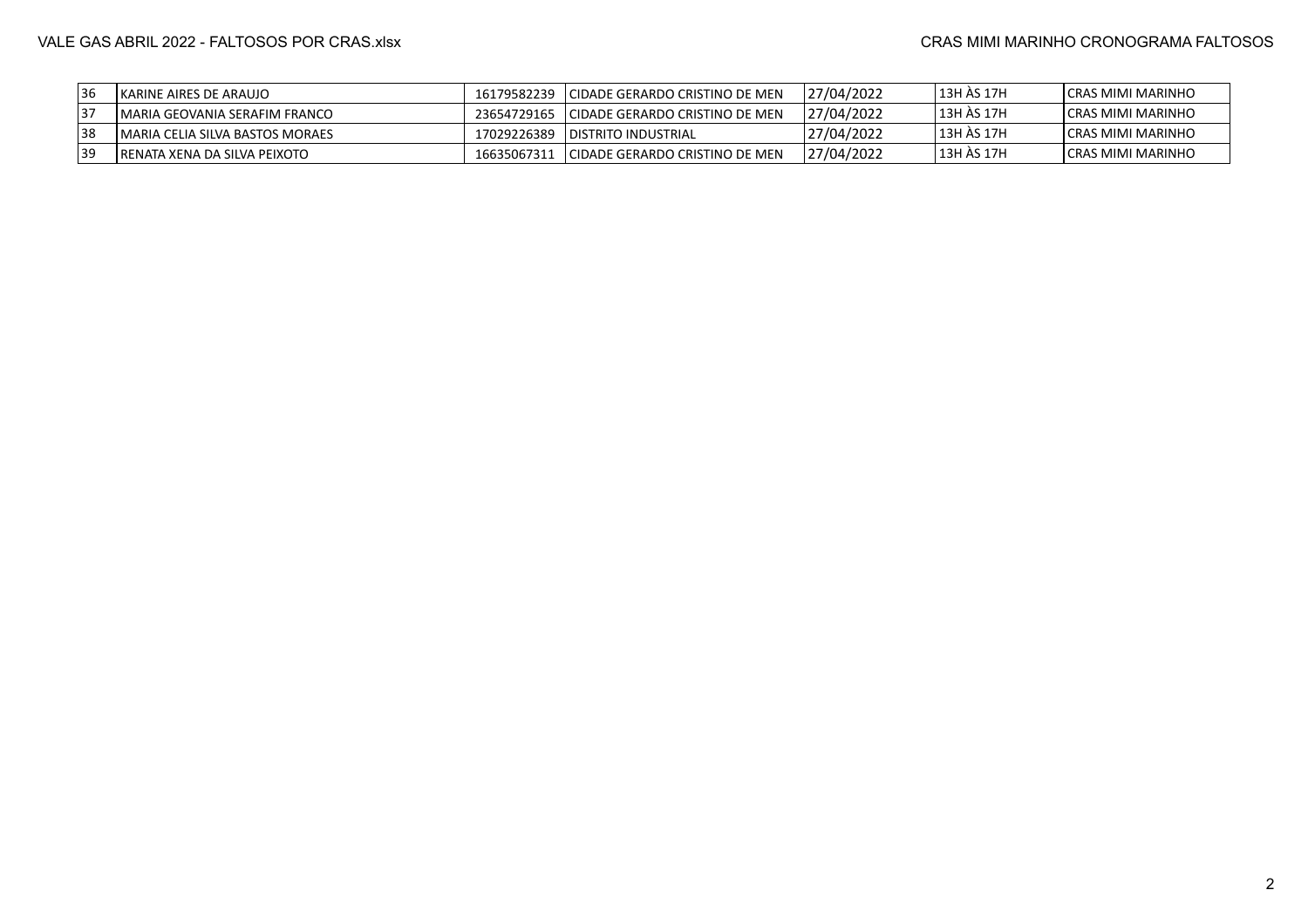| | | | | | | |
|---|---|---|---|---|---|---|
| 36 | KARINE AIRES DE ARAUJO | 16179582239 | CIDADE GERARDO CRISTINO DE MEN | 27/04/2022 | 13H ÀS 17H | CRAS MIMI MARINHO |
| 37 | MARIA GEOVANIA SERAFIM FRANCO | 23654729165 | CIDADE GERARDO CRISTINO DE MEN | 27/04/2022 | 13H ÀS 17H | CRAS MIMI MARINHO |
| 38 | MARIA CELIA SILVA BASTOS MORAES | 17029226389 | DISTRITO INDUSTRIAL | 27/04/2022 | 13H ÀS 17H | CRAS MIMI MARINHO |
| 39 | RENATA XENA DA SILVA PEIXOTO | 16635067311 | CIDADE GERARDO CRISTINO DE MEN | 27/04/2022 | 13H ÀS 17H | CRAS MIMI MARINHO |